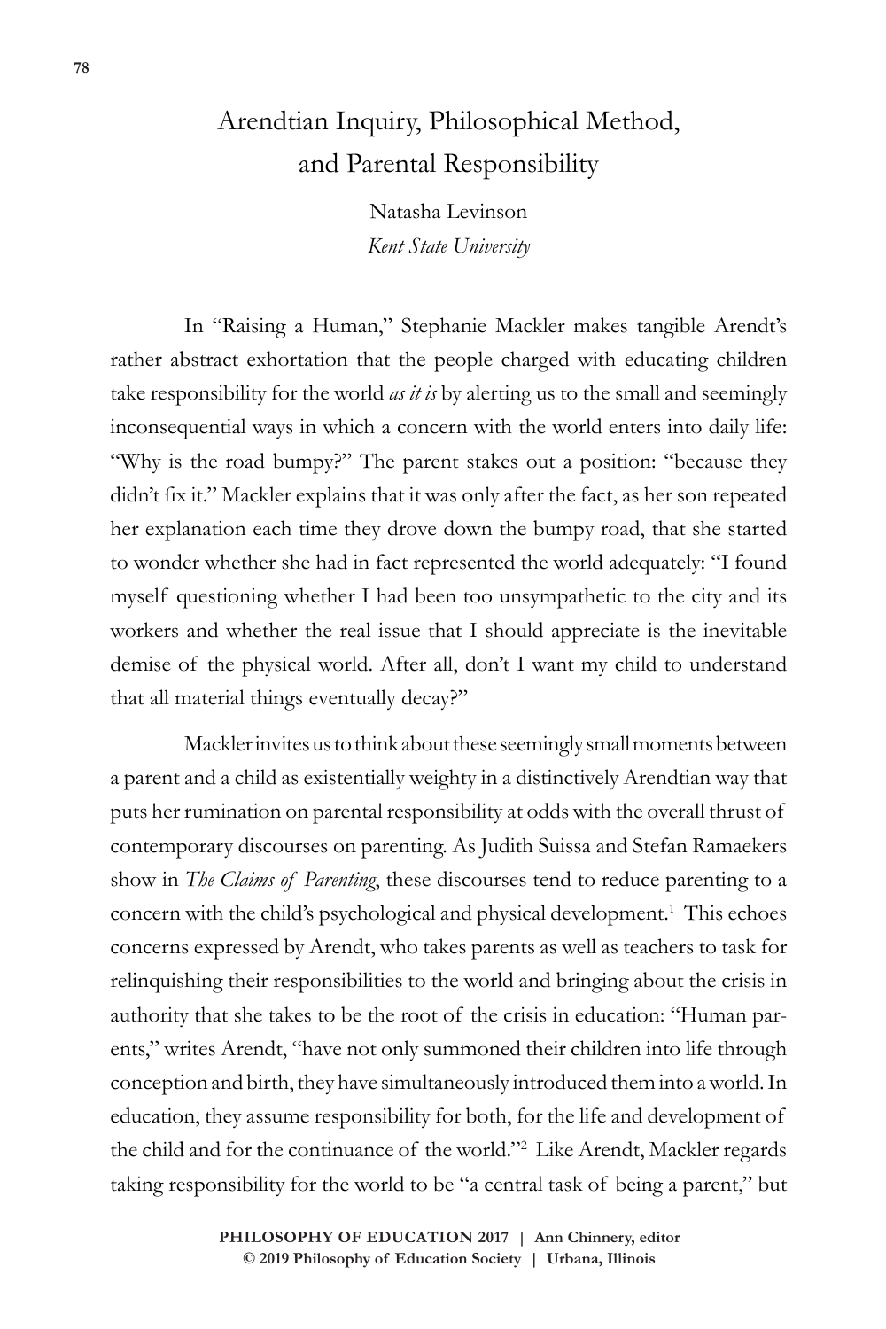# Arendtian Inquiry, Philosophical Method, and Parental Responsibility

Natasha Levinson

*Kent State University*

In "Raising a Human," Stephanie Mackler makes tangible Arendt's rather abstract exhortation that the people charged with educating children take responsibility for the world *as it is* by alerting us to the small and seemingly inconsequential ways in which a concern with the world enters into daily life: "Why is the road bumpy?" The parent stakes out a position: "because they didn't fix it." Mackler explains that it was only after the fact, as her son repeated her explanation each time they drove down the bumpy road, that she started to wonder whether she had in fact represented the world adequately: "I found myself questioning whether I had been too unsympathetic to the city and its workers and whether the real issue that I should appreciate is the inevitable demise of the physical world. After all, don't I want my child to understand that all material things eventually decay?"

Mackler invites us to think about these seemingly small moments between a parent and a child as existentially weighty in a distinctively Arendtian way that puts her rumination on parental responsibility at odds with the overall thrust of contemporary discourses on parenting. As Judith Suissa and Stefan Ramaekers show in *The Claims of Parenting*, these discourses tend to reduce parenting to a concern with the child's psychological and physical development.[1] This echoes concerns expressed by Arendt, who takes parents as well as teachers to task for relinquishing their responsibilities to the world and bringing about the crisis in authority that she takes to be the root of the crisis in education: "Human parents," writes Arendt, "have not only summoned their children into life through conception and birth, they have simultaneously introduced them into a world. In education, they assume responsibility for both, for the life and development of the child and for the continuance of the world."[2] Like Arendt, Mackler regards taking responsibility for the world to be "a central task of being a parent," but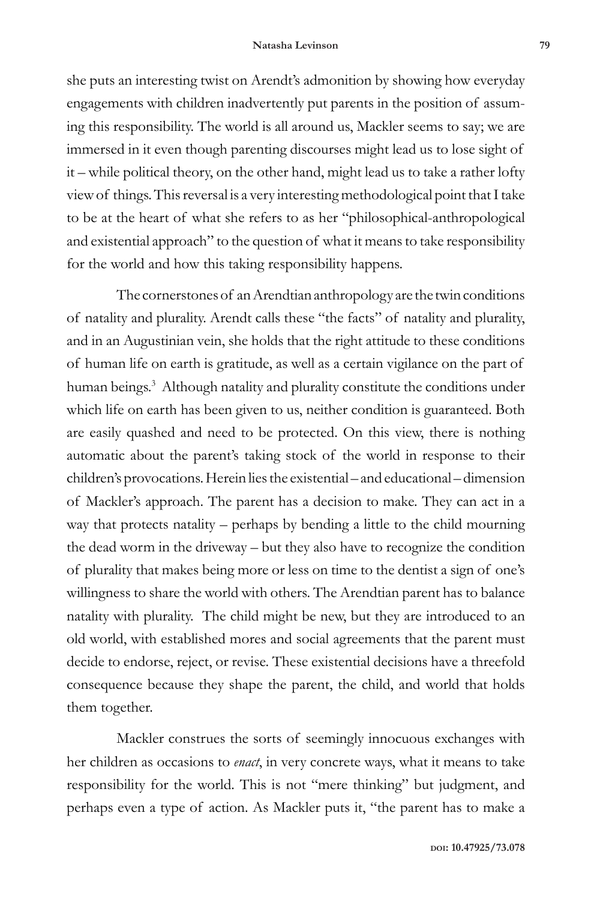she puts an interesting twist on Arendt's admonition by showing how everyday engagements with children inadvertently put parents in the position of assuming this responsibility. The world is all around us, Mackler seems to say; we are immersed in it even though parenting discourses might lead us to lose sight of it – while political theory, on the other hand, might lead us to take a rather lofty view of things. This reversal is a very interesting methodological point that I take to be at the heart of what she refers to as her "philosophical-anthropological and existential approach" to the question of what it means to take responsibility for the world and how this taking responsibility happens.

The cornerstones of an Arendtian anthropology are the twin conditions of natality and plurality. Arendt calls these "the facts" of natality and plurality, and in an Augustinian vein, she holds that the right attitude to these conditions of human life on earth is gratitude, as well as a certain vigilance on the part of human beings.[3] Although natality and plurality constitute the conditions under which life on earth has been given to us, neither condition is guaranteed. Both are easily quashed and need to be protected. On this view, there is nothing automatic about the parent's taking stock of the world in response to their children's provocations. Herein lies the existential – and educational – dimension of Mackler's approach. The parent has a decision to make. They can act in a way that protects natality – perhaps by bending a little to the child mourning the dead worm in the driveway – but they also have to recognize the condition of plurality that makes being more or less on time to the dentist a sign of one's willingness to share the world with others. The Arendtian parent has to balance natality with plurality. The child might be new, but they are introduced to an old world, with established mores and social agreements that the parent must decide to endorse, reject, or revise. These existential decisions have a threefold consequence because they shape the parent, the child, and world that holds them together.

Mackler construes the sorts of seemingly innocuous exchanges with her children as occasions to *enact*, in very concrete ways, what it means to take responsibility for the world. This is not "mere thinking" but judgment, and perhaps even a type of action. As Mackler puts it, "the parent has to make a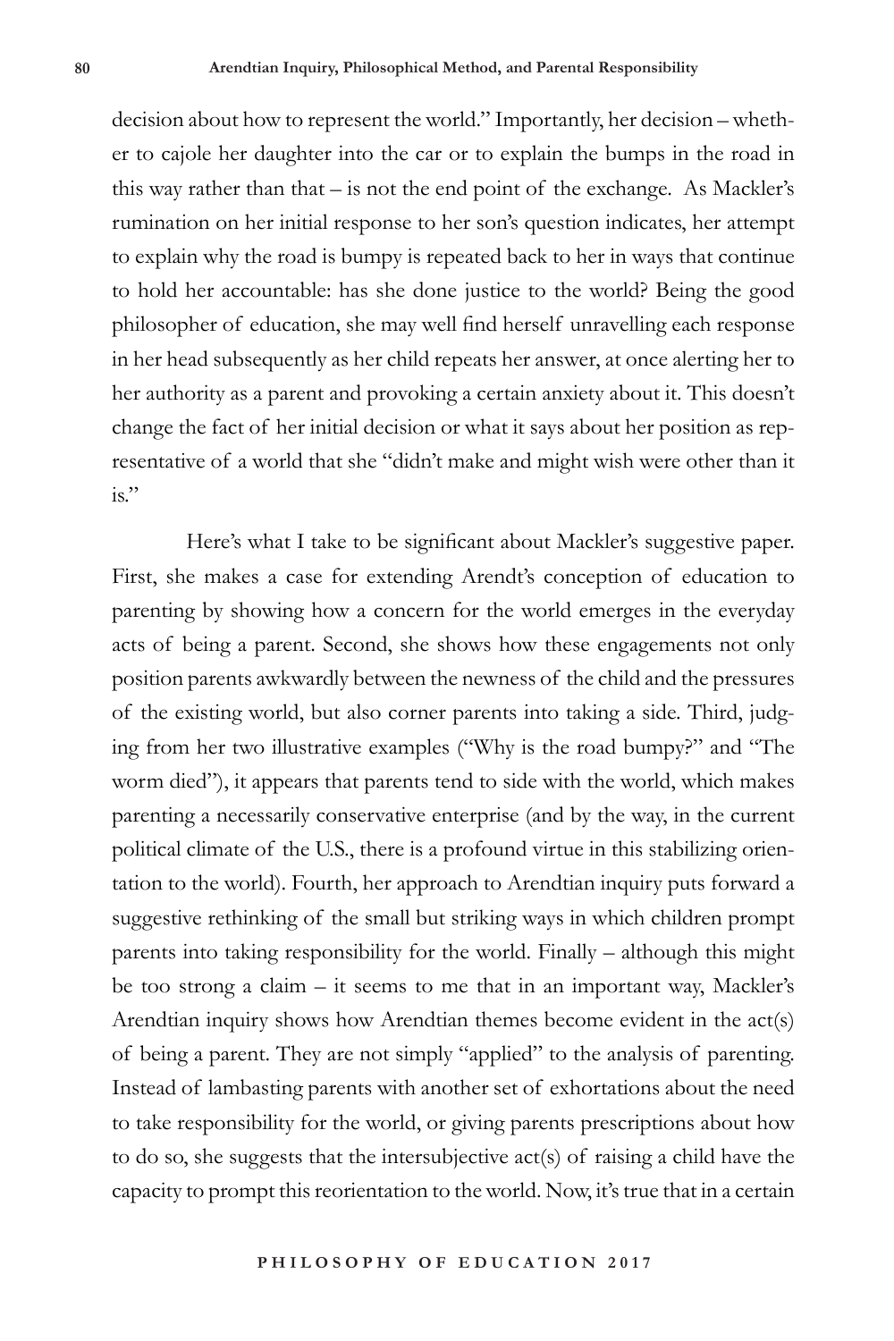decision about how to represent the world." Importantly, her decision – whether to cajole her daughter into the car or to explain the bumps in the road in this way rather than that – is not the end point of the exchange. As Mackler's rumination on her initial response to her son's question indicates, her attempt to explain why the road is bumpy is repeated back to her in ways that continue to hold her accountable: has she done justice to the world? Being the good philosopher of education, she may well find herself unravelling each response in her head subsequently as her child repeats her answer, at once alerting her to her authority as a parent and provoking a certain anxiety about it. This doesn't change the fact of her initial decision or what it says about her position as representative of a world that she "didn't make and might wish were other than it is."

Here's what I take to be significant about Mackler's suggestive paper. First, she makes a case for extending Arendt's conception of education to parenting by showing how a concern for the world emerges in the everyday acts of being a parent. Second, she shows how these engagements not only position parents awkwardly between the newness of the child and the pressures of the existing world, but also corner parents into taking a side. Third, judging from her two illustrative examples ("Why is the road bumpy?" and "The worm died"), it appears that parents tend to side with the world, which makes parenting a necessarily conservative enterprise (and by the way, in the current political climate of the U.S., there is a profound virtue in this stabilizing orientation to the world). Fourth, her approach to Arendtian inquiry puts forward a suggestive rethinking of the small but striking ways in which children prompt parents into taking responsibility for the world. Finally – although this might be too strong a claim – it seems to me that in an important way, Mackler's Arendtian inquiry shows how Arendtian themes become evident in the act(s) of being a parent. They are not simply "applied" to the analysis of parenting. Instead of lambasting parents with another set of exhortations about the need to take responsibility for the world, or giving parents prescriptions about how to do so, she suggests that the intersubjective act(s) of raising a child have the capacity to prompt this reorientation to the world. Now, it's true that in a certain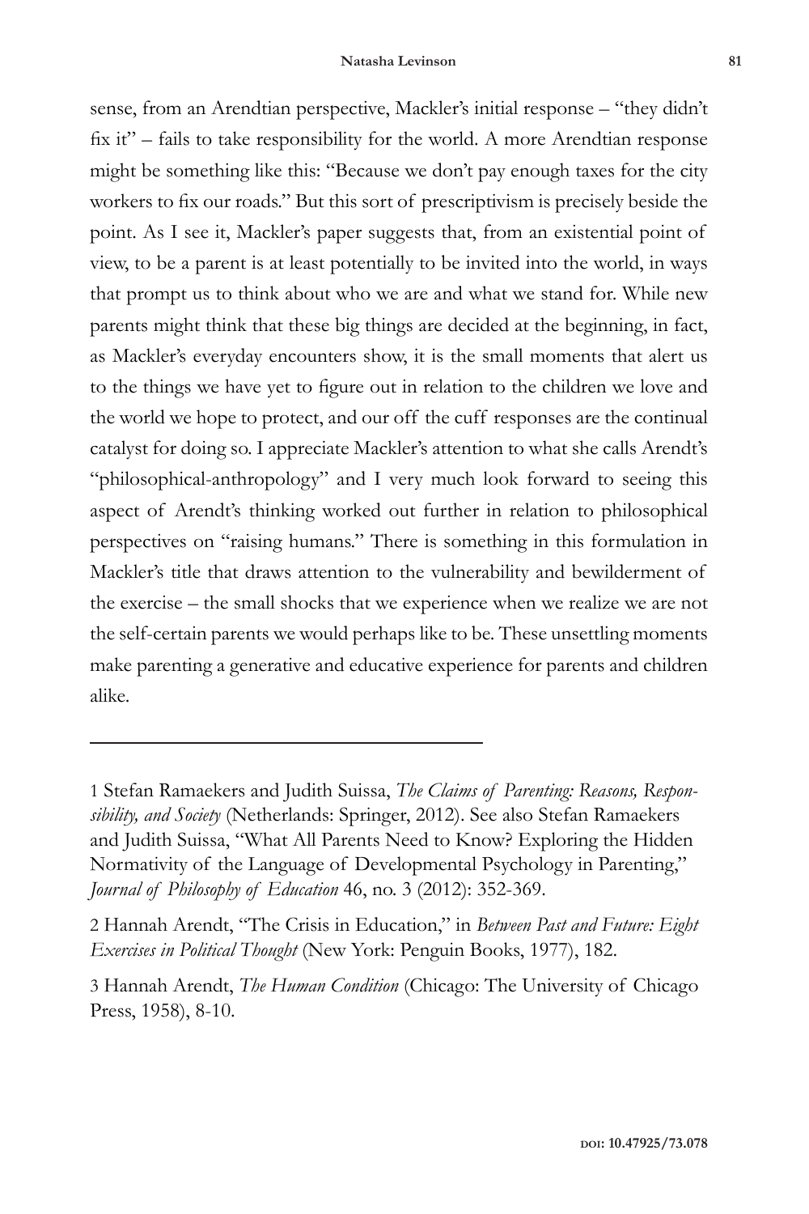sense, from an Arendtian perspective, Mackler's initial response – "they didn't fix it" – fails to take responsibility for the world. A more Arendtian response might be something like this: "Because we don't pay enough taxes for the city workers to fix our roads." But this sort of prescriptivism is precisely beside the point. As I see it, Mackler's paper suggests that, from an existential point of view, to be a parent is at least potentially to be invited into the world, in ways that prompt us to think about who we are and what we stand for. While new parents might think that these big things are decided at the beginning, in fact, as Mackler's everyday encounters show, it is the small moments that alert us to the things we have yet to figure out in relation to the children we love and the world we hope to protect, and our off the cuff responses are the continual catalyst for doing so. I appreciate Mackler's attention to what she calls Arendt's "philosophical-anthropology" and I very much look forward to seeing this aspect of Arendt's thinking worked out further in relation to philosophical perspectives on "raising humans." There is something in this formulation in Mackler's title that draws attention to the vulnerability and bewilderment of the exercise – the small shocks that we experience when we realize we are not the self-certain parents we would perhaps like to be. These unsettling moments make parenting a generative and educative experience for parents and children alike.

---

1 Stefan Ramaekers and Judith Suissa, *The Claims of Parenting: Reasons, Responsibility, and Society* (Netherlands: Springer, 2012). See also Stefan Ramaekers and Judith Suissa, "What All Parents Need to Know? Exploring the Hidden Normativity of the Language of Developmental Psychology in Parenting," *Journal of Philosophy of Education* 46, no. 3 (2012): 352-369.

2 Hannah Arendt, "The Crisis in Education," in *Between Past and Future: Eight Exercises in Political Thought* (New York: Penguin Books, 1977), 182.

3 Hannah Arendt, *The Human Condition* (Chicago: The University of Chicago Press, 1958), 8-10.